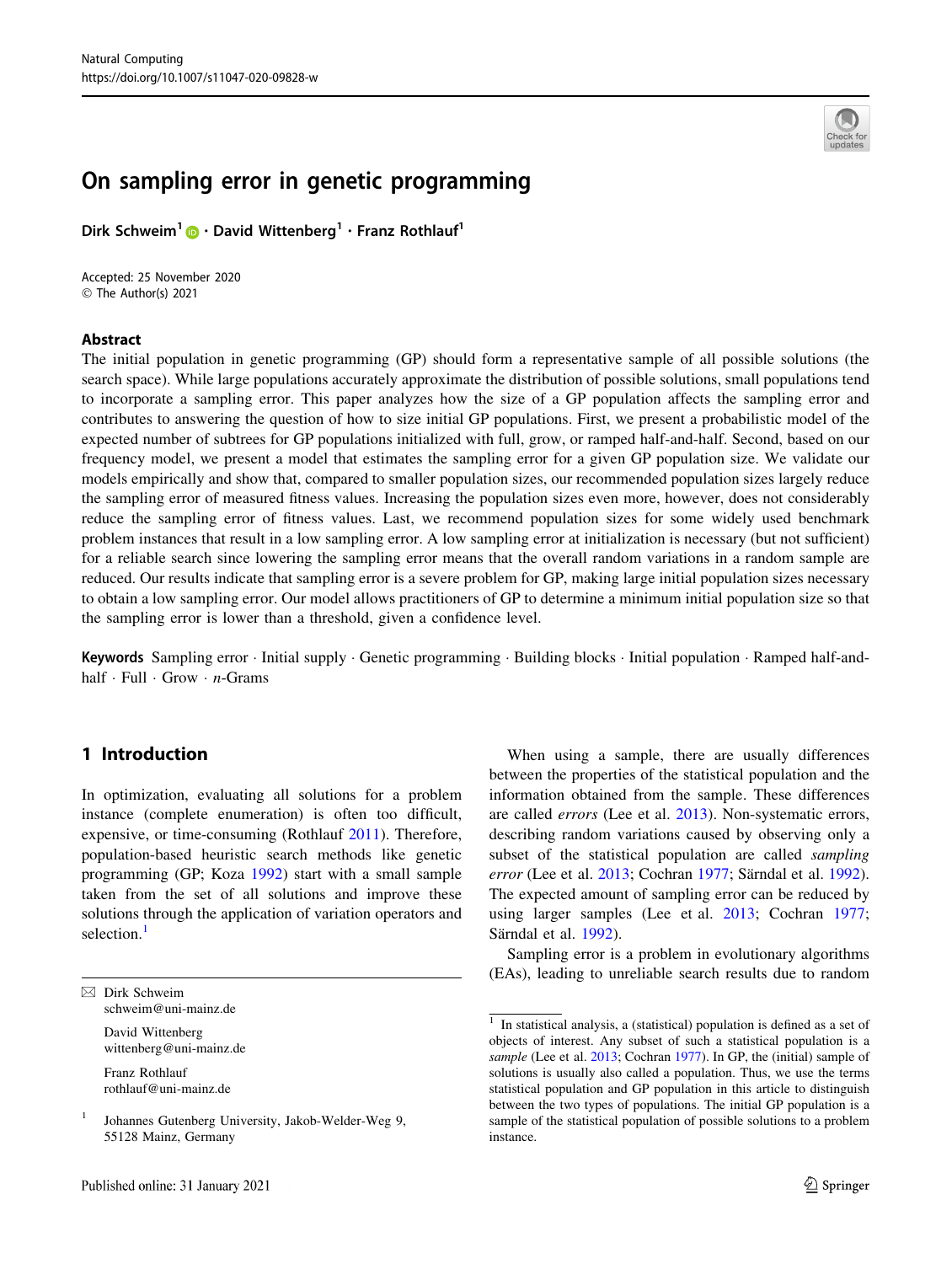# On sampling error in genetic programming

**Dirk Schweim[1] · David Wittenberg[1] · Franz Rothlauf[1]**

Accepted: 25 November 2020
© The Author(s) 2021

## Abstract

The initial population in genetic programming (GP) should form a representative sample of all possible solutions (the search space). While large populations accurately approximate the distribution of possible solutions, small populations tend to incorporate a sampling error. This paper analyzes how the size of a GP population affects the sampling error and contributes to answering the question of how to size initial GP populations. First, we present a probabilistic model of the expected number of subtrees for GP populations initialized with full, grow, or ramped half-and-half. Second, based on our frequency model, we present a model that estimates the sampling error for a given GP population size. We validate our models empirically and show that, compared to smaller population sizes, our recommended population sizes largely reduce the sampling error of measured fitness values. Increasing the population sizes even more, however, does not considerably reduce the sampling error of fitness values. Last, we recommend population sizes for some widely used benchmark problem instances that result in a low sampling error. A low sampling error at initialization is necessary (but not sufficient) for a reliable search since lowering the sampling error means that the overall random variations in a random sample are reduced. Our results indicate that sampling error is a severe problem for GP, making large initial population sizes necessary to obtain a low sampling error. Our model allows practitioners of GP to determine a minimum initial population size so that the sampling error is lower than a threshold, given a confidence level.

**Keywords** Sampling error · Initial supply · Genetic programming · Building blocks · Initial population · Ramped half-and-half · Full · Grow · *n*-Grams

## 1 Introduction

In optimization, evaluating all solutions for a problem instance (complete enumeration) is often too difficult, expensive, or time-consuming (Rothlauf 2011). Therefore, population-based heuristic search methods like genetic programming (GP; Koza 1992) start with a small sample taken from the set of all solutions and improve these solutions through the application of variation operators and selection.[1]

When using a sample, there are usually differences between the properties of the statistical population and the information obtained from the sample. These differences are called *errors* (Lee et al. 2013). Non-systematic errors, describing random variations caused by observing only a subset of the statistical population are called *sampling error* (Lee et al. 2013; Cochran 1977; Särndal et al. 1992). The expected amount of sampling error can be reduced by using larger samples (Lee et al. 2013; Cochran 1977; Särndal et al. 1992).

Sampling error is a problem in evolutionary algorithms (EAs), leading to unreliable search results due to random

---

✉ Dirk Schweim
schweim@uni-mainz.de

David Wittenberg
wittenberg@uni-mainz.de

Franz Rothlauf
rothlauf@uni-mainz.de

[1] Johannes Gutenberg University, Jakob-Welder-Weg 9, 55128 Mainz, Germany

[1] In statistical analysis, a (statistical) population is defined as a set of objects of interest. Any subset of such a statistical population is a *sample* (Lee et al. 2013; Cochran 1977). In GP, the (initial) sample of solutions is usually also called a population. Thus, we use the terms statistical population and GP population in this article to distinguish between the two types of populations. The initial GP population is a sample of the statistical population of possible solutions to a problem instance.

Published online: 31 January 2021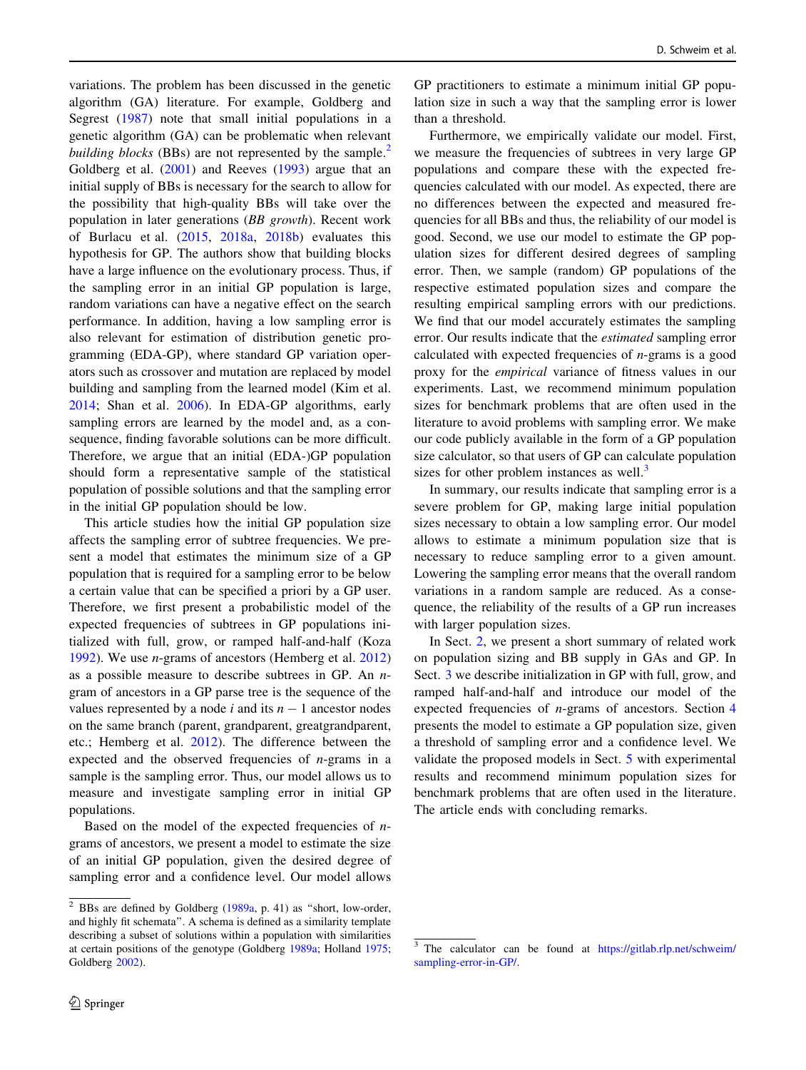variations. The problem has been discussed in the genetic algorithm (GA) literature. For example, Goldberg and Segrest (1987) note that small initial populations in a genetic algorithm (GA) can be problematic when relevant *building blocks* (BBs) are not represented by the sample.[2] Goldberg et al. (2001) and Reeves (1993) argue that an initial supply of BBs is necessary for the search to allow for the possibility that high-quality BBs will take over the population in later generations (*BB growth*). Recent work of Burlacu et al. (2015, 2018a, 2018b) evaluates this hypothesis for GP. The authors show that building blocks have a large influence on the evolutionary process. Thus, if the sampling error in an initial GP population is large, random variations can have a negative effect on the search performance. In addition, having a low sampling error is also relevant for estimation of distribution genetic programming (EDA-GP), where standard GP variation operators such as crossover and mutation are replaced by model building and sampling from the learned model (Kim et al. 2014; Shan et al. 2006). In EDA-GP algorithms, early sampling errors are learned by the model and, as a consequence, finding favorable solutions can be more difficult. Therefore, we argue that an initial (EDA-)GP population should form a representative sample of the statistical population of possible solutions and that the sampling error in the initial GP population should be low.

This article studies how the initial GP population size affects the sampling error of subtree frequencies. We present a model that estimates the minimum size of a GP population that is required for a sampling error to be below a certain value that can be specified a priori by a GP user. Therefore, we first present a probabilistic model of the expected frequencies of subtrees in GP populations initialized with full, grow, or ramped half-and-half (Koza 1992). We use $n$-grams of ancestors (Hemberg et al. 2012) as a possible measure to describe subtrees in GP. An $n$-gram of ancestors in a GP parse tree is the sequence of the values represented by a node $i$ and its $n-1$ ancestor nodes on the same branch (parent, grandparent, greatgrandparent, etc.; Hemberg et al. 2012). The difference between the expected and the observed frequencies of $n$-grams in a sample is the sampling error. Thus, our model allows us to measure and investigate sampling error in initial GP populations.

Based on the model of the expected frequencies of $n$-grams of ancestors, we present a model to estimate the size of an initial GP population, given the desired degree of sampling error and a confidence level. Our model allows GP practitioners to estimate a minimum initial GP population size in such a way that the sampling error is lower than a threshold.

Furthermore, we empirically validate our model. First, we measure the frequencies of subtrees in very large GP populations and compare these with the expected frequencies calculated with our model. As expected, there are no differences between the expected and measured frequencies for all BBs and thus, the reliability of our model is good. Second, we use our model to estimate the GP population sizes for different desired degrees of sampling error. Then, we sample (random) GP populations of the respective estimated population sizes and compare the resulting empirical sampling errors with our predictions. We find that our model accurately estimates the sampling error. Our results indicate that the *estimated* sampling error calculated with expected frequencies of $n$-grams is a good proxy for the *empirical* variance of fitness values in our experiments. Last, we recommend minimum population sizes for benchmark problems that are often used in the literature to avoid problems with sampling error. We make our code publicly available in the form of a GP population size calculator, so that users of GP can calculate population sizes for other problem instances as well.[3]

In summary, our results indicate that sampling error is a severe problem for GP, making large initial population sizes necessary to obtain a low sampling error. Our model allows to estimate a minimum population size that is necessary to reduce sampling error to a given amount. Lowering the sampling error means that the overall random variations in a random sample are reduced. As a consequence, the reliability of the results of a GP run increases with larger population sizes.

In Sect. 2, we present a short summary of related work on population sizing and BB supply in GAs and GP. In Sect. 3 we describe initialization in GP with full, grow, and ramped half-and-half and introduce our model of the expected frequencies of $n$-grams of ancestors. Section 4 presents the model to estimate a GP population size, given a threshold of sampling error and a confidence level. We validate the proposed models in Sect. 5 with experimental results and recommend minimum population sizes for benchmark problems that are often used in the literature. The article ends with concluding remarks.

---

[2] BBs are defined by Goldberg (1989a, p. 41) as "short, low-order, and highly fit schemata". A schema is defined as a similarity template describing a subset of solutions within a population with similarities at certain positions of the genotype (Goldberg 1989a; Holland 1975; Goldberg 2002).

[3] The calculator can be found at https://gitlab.rlp.net/schweim/sampling-error-in-GP/.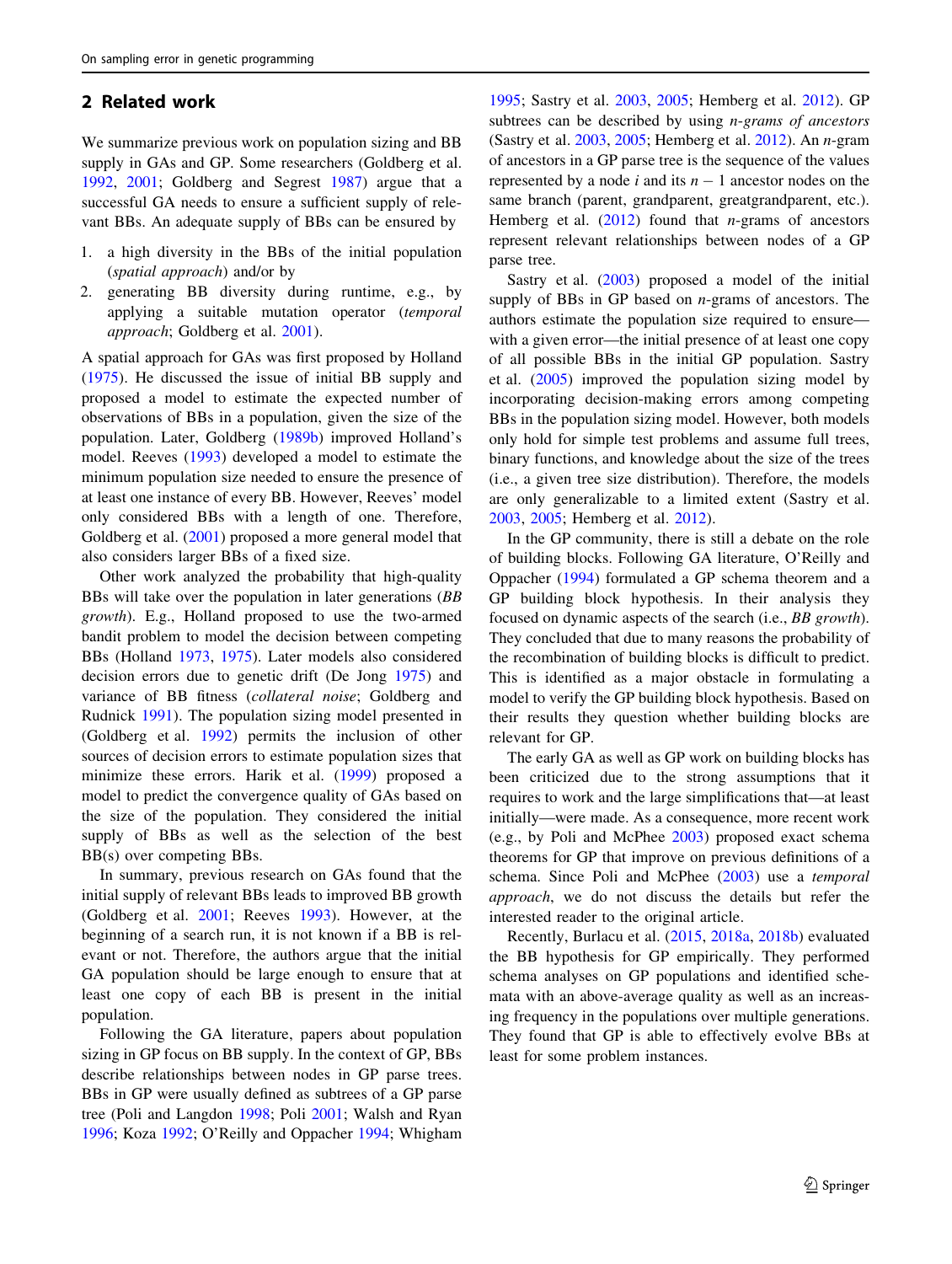## 2 Related work

We summarize previous work on population sizing and BB supply in GAs and GP. Some researchers (Goldberg et al. 1992, 2001; Goldberg and Segrest 1987) argue that a successful GA needs to ensure a sufficient supply of relevant BBs. An adequate supply of BBs can be ensured by

1. a high diversity in the BBs of the initial population (*spatial approach*) and/or by
2. generating BB diversity during runtime, e.g., by applying a suitable mutation operator (*temporal approach*; Goldberg et al. 2001).

A spatial approach for GAs was first proposed by Holland (1975). He discussed the issue of initial BB supply and proposed a model to estimate the expected number of observations of BBs in a population, given the size of the population. Later, Goldberg (1989b) improved Holland's model. Reeves (1993) developed a model to estimate the minimum population size needed to ensure the presence of at least one instance of every BB. However, Reeves' model only considered BBs with a length of one. Therefore, Goldberg et al. (2001) proposed a more general model that also considers larger BBs of a fixed size.

Other work analyzed the probability that high-quality BBs will take over the population in later generations (*BB growth*). E.g., Holland proposed to use the two-armed bandit problem to model the decision between competing BBs (Holland 1973, 1975). Later models also considered decision errors due to genetic drift (De Jong 1975) and variance of BB fitness (*collateral noise*; Goldberg and Rudnick 1991). The population sizing model presented in (Goldberg et al. 1992) permits the inclusion of other sources of decision errors to estimate population sizes that minimize these errors. Harik et al. (1999) proposed a model to predict the convergence quality of GAs based on the size of the population. They considered the initial supply of BBs as well as the selection of the best BB(s) over competing BBs.

In summary, previous research on GAs found that the initial supply of relevant BBs leads to improved BB growth (Goldberg et al. 2001; Reeves 1993). However, at the beginning of a search run, it is not known if a BB is relevant or not. Therefore, the authors argue that the initial GA population should be large enough to ensure that at least one copy of each BB is present in the initial population.

Following the GA literature, papers about population sizing in GP focus on BB supply. In the context of GP, BBs describe relationships between nodes in GP parse trees. BBs in GP were usually defined as subtrees of a GP parse tree (Poli and Langdon 1998; Poli 2001; Walsh and Ryan 1996; Koza 1992; O'Reilly and Oppacher 1994; Whigham 1995; Sastry et al. 2003, 2005; Hemberg et al. 2012). GP subtrees can be described by using *n-grams of ancestors* (Sastry et al. 2003, 2005; Hemberg et al. 2012). An $n$-gram of ancestors in a GP parse tree is the sequence of the values represented by a node $i$ and its $n-1$ ancestor nodes on the same branch (parent, grandparent, greatgrandparent, etc.). Hemberg et al. (2012) found that $n$-grams of ancestors represent relevant relationships between nodes of a GP parse tree.

Sastry et al. (2003) proposed a model of the initial supply of BBs in GP based on $n$-grams of ancestors. The authors estimate the population size required to ensure—with a given error—the initial presence of at least one copy of all possible BBs in the initial GP population. Sastry et al. (2005) improved the population sizing model by incorporating decision-making errors among competing BBs in the population sizing model. However, both models only hold for simple test problems and assume full trees, binary functions, and knowledge about the size of the trees (i.e., a given tree size distribution). Therefore, the models are only generalizable to a limited extent (Sastry et al. 2003, 2005; Hemberg et al. 2012).

In the GP community, there is still a debate on the role of building blocks. Following GA literature, O'Reilly and Oppacher (1994) formulated a GP schema theorem and a GP building block hypothesis. In their analysis they focused on dynamic aspects of the search (i.e., *BB growth*). They concluded that due to many reasons the probability of the recombination of building blocks is difficult to predict. This is identified as a major obstacle in formulating a model to verify the GP building block hypothesis. Based on their results they question whether building blocks are relevant for GP.

The early GA as well as GP work on building blocks has been criticized due to the strong assumptions that it requires to work and the large simplifications that—at least initially—were made. As a consequence, more recent work (e.g., by Poli and McPhee 2003) proposed exact schema theorems for GP that improve on previous definitions of a schema. Since Poli and McPhee (2003) use a *temporal approach*, we do not discuss the details but refer the interested reader to the original article.

Recently, Burlacu et al. (2015, 2018a, 2018b) evaluated the BB hypothesis for GP empirically. They performed schema analyses on GP populations and identified schemata with an above-average quality as well as an increasing frequency in the populations over multiple generations. They found that GP is able to effectively evolve BBs at least for some problem instances.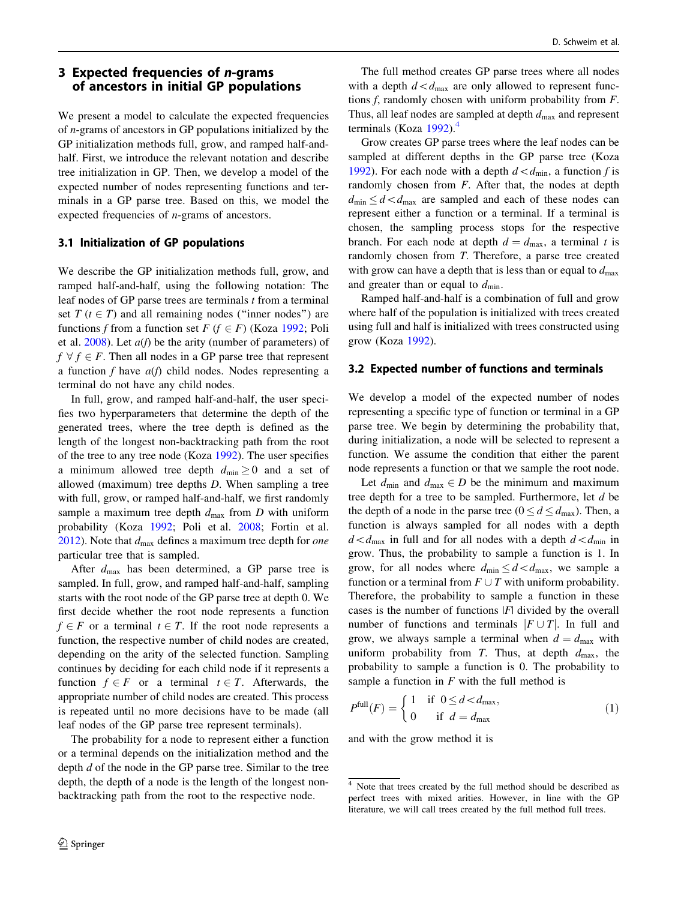## 3 Expected frequencies of *n*-grams of ancestors in initial GP populations

We present a model to calculate the expected frequencies of *n*-grams of ancestors in GP populations initialized by the GP initialization methods full, grow, and ramped half-and-half. First, we introduce the relevant notation and describe tree initialization in GP. Then, we develop a model of the expected number of nodes representing functions and terminals in a GP parse tree. Based on this, we model the expected frequencies of *n*-grams of ancestors.

### 3.1 Initialization of GP populations

We describe the GP initialization methods full, grow, and ramped half-and-half, using the following notation: The leaf nodes of GP parse trees are terminals $t$ from a terminal set $T$ ($t \in T$) and all remaining nodes ("inner nodes") are functions $f$ from a function set $F$ ($f \in F$) (Koza 1992; Poli et al. 2008). Let $a(f)$ be the arity (number of parameters) of $f \ \forall f \in F$. Then all nodes in a GP parse tree that represent a function $f$ have $a(f)$ child nodes. Nodes representing a terminal do not have any child nodes.

In full, grow, and ramped half-and-half, the user specifies two hyperparameters that determine the depth of the generated trees, where the tree depth is defined as the length of the longest non-backtracking path from the root of the tree to any tree node (Koza 1992). The user specifies a minimum allowed tree depth $d_{\min} \geq 0$ and a set of allowed (maximum) tree depths $D$. When sampling a tree with full, grow, or ramped half-and-half, we first randomly sample a maximum tree depth $d_{\max}$ from $D$ with uniform probability (Koza 1992; Poli et al. 2008; Fortin et al. 2012). Note that $d_{\max}$ defines a maximum tree depth for *one* particular tree that is sampled.

After $d_{\max}$ has been determined, a GP parse tree is sampled. In full, grow, and ramped half-and-half, sampling starts with the root node of the GP parse tree at depth 0. We first decide whether the root node represents a function $f \in F$ or a terminal $t \in T$. If the root node represents a function, the respective number of child nodes are created, depending on the arity of the selected function. Sampling continues by deciding for each child node if it represents a function $f \in F$ or a terminal $t \in T$. Afterwards, the appropriate number of child nodes are created. This process is repeated until no more decisions have to be made (all leaf nodes of the GP parse tree represent terminals).

The probability for a node to represent either a function or a terminal depends on the initialization method and the depth $d$ of the node in the GP parse tree. Similar to the tree depth, the depth of a node is the length of the longest non-backtracking path from the root to the respective node.

The full method creates GP parse trees where all nodes with a depth $d < d_{\max}$ are only allowed to represent functions $f$, randomly chosen with uniform probability from $F$. Thus, all leaf nodes are sampled at depth $d_{\max}$ and represent terminals (Koza 1992).[4]

Grow creates GP parse trees where the leaf nodes can be sampled at different depths in the GP parse tree (Koza 1992). For each node with a depth $d < d_{\min}$, a function $f$ is randomly chosen from $F$. After that, the nodes at depth $d_{\min} \leq d < d_{\max}$ are sampled and each of these nodes can represent either a function or a terminal. If a terminal is chosen, the sampling process stops for the respective branch. For each node at depth $d = d_{\max}$, a terminal $t$ is randomly chosen from $T$. Therefore, a parse tree created with grow can have a depth that is less than or equal to $d_{\max}$ and greater than or equal to $d_{\min}$.

Ramped half-and-half is a combination of full and grow where half of the population is initialized with trees created using full and half is initialized with trees constructed using grow (Koza 1992).

### 3.2 Expected number of functions and terminals

We develop a model of the expected number of nodes representing a specific type of function or terminal in a GP parse tree. We begin by determining the probability that, during initialization, a node will be selected to represent a function. We assume the condition that either the parent node represents a function or that we sample the root node.

Let $d_{\min}$ and $d_{\max} \in D$ be the minimum and maximum tree depth for a tree to be sampled. Furthermore, let $d$ be the depth of a node in the parse tree ($0 \leq d \leq d_{\max}$). Then, a function is always sampled for all nodes with a depth $d < d_{\max}$ in full and for all nodes with a depth $d < d_{\min}$ in grow. Thus, the probability to sample a function is 1. In grow, for all nodes where $d_{\min} \leq d < d_{\max}$, we sample a function or a terminal from $F \cup T$ with uniform probability. Therefore, the probability to sample a function in these cases is the number of functions $|F|$ divided by the overall number of functions and terminals $|F \cup T|$. In full and grow, we always sample a terminal when $d = d_{\max}$ with uniform probability from $T$. Thus, at depth $d_{\max}$, the probability to sample a function is 0. The probability to sample a function in $F$ with the full method is

$$P^{\text{full}}(F) = \begin{cases} 1 & \text{if } \ 0 \leq d < d_{\max}, \\ 0 & \text{if } \ d = d_{\max} \end{cases} \tag{1}$$

and with the grow method it is

[4] Note that trees created by the full method should be described as perfect trees with mixed arities. However, in line with the GP literature, we will call trees created by the full method full trees.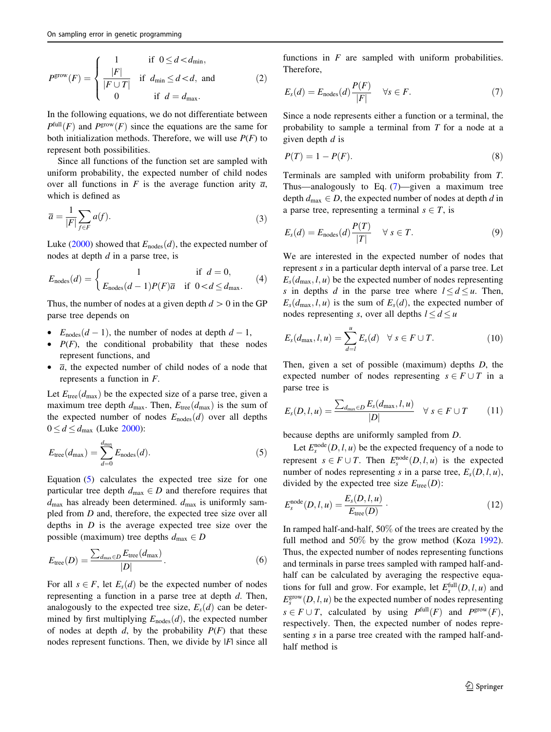$$P^{\text{grow}}(F) = \begin{cases} 1 & \text{if } 0 \le d < d_{\min}, \\ \dfrac{|F|}{|F \cup T|} & \text{if } d_{\min} \le d < d, \text{ and} \\ 0 & \text{if } d = d_{\max}. \end{cases} \tag{2}$$

In the following equations, we do not differentiate between $P^{\text{full}}(F)$ and $P^{\text{grow}}(F)$ since the equations are the same for both initialization methods. Therefore, we will use $P(F)$ to represent both possibilities.

Since all functions of the function set are sampled with uniform probability, the expected number of child nodes over all functions in $F$ is the average function arity $\overline{a}$, which is defined as

$$\overline{a} = \frac{1}{|F|} \sum_{f \in F} a(f). \tag{3}$$

Luke (2000) showed that $E_{\text{nodes}}(d)$, the expected number of nodes at depth $d$ in a parse tree, is

$$E_{\text{nodes}}(d) = \begin{cases} 1 & \text{if } d = 0, \\ E_{\text{nodes}}(d-1)P(F)\overline{a} & \text{if } 0 < d \le d_{\max}. \end{cases} \tag{4}$$

Thus, the number of nodes at a given depth $d > 0$ in the GP parse tree depends on

- $E_{\text{nodes}}(d-1)$, the number of nodes at depth $d-1$,
- $P(F)$, the conditional probability that these nodes represent functions, and
- $\overline{a}$, the expected number of child nodes of a node that represents a function in $F$.

Let $E_{\text{tree}}(d_{\max})$ be the expected size of a parse tree, given a maximum tree depth $d_{\max}$. Then, $E_{\text{tree}}(d_{\max})$ is the sum of the expected number of nodes $E_{\text{nodes}}(d)$ over all depths $0 \le d \le d_{\max}$ (Luke 2000):

$$E_{\text{tree}}(d_{\max}) = \sum_{d=0}^{d_{\max}} E_{\text{nodes}}(d). \tag{5}$$

Equation (5) calculates the expected tree size for one particular tree depth $d_{\max} \in D$ and therefore requires that $d_{\max}$ has already been determined. $d_{\max}$ is uniformly sampled from $D$ and, therefore, the expected tree size over all depths in $D$ is the average expected tree size over the possible (maximum) tree depths $d_{\max} \in D$

$$E_{\text{tree}}(D) = \frac{\sum_{d_{\max} \in D} E_{\text{tree}}(d_{\max})}{|D|}. \tag{6}$$

For all $s \in F$, let $E_s(d)$ be the expected number of nodes representing a function in a parse tree at depth $d$. Then, analogously to the expected tree size, $E_s(d)$ can be determined by first multiplying $E_{\text{nodes}}(d)$, the expected number of nodes at depth $d$, by the probability $P(F)$ that these nodes represent functions. Then, we divide by $|F|$ since all functions in $F$ are sampled with uniform probabilities. Therefore,

$$E_s(d) = E_{\text{nodes}}(d) \frac{P(F)}{|F|} \quad \forall s \in F. \tag{7}$$

Since a node represents either a function or a terminal, the probability to sample a terminal from $T$ for a node at a given depth $d$ is

$$P(T) = 1 - P(F). \tag{8}$$

Terminals are sampled with uniform probability from $T$. Thus—analogously to Eq. (7)—given a maximum tree depth $d_{\max} \in D$, the expected number of nodes at depth $d$ in a parse tree, representing a terminal $s \in T$, is

$$E_s(d) = E_{\text{nodes}}(d) \frac{P(T)}{|T|} \quad \forall s \in T. \tag{9}$$

We are interested in the expected number of nodes that represent $s$ in a particular depth interval of a parse tree. Let $E_s(d_{\max}, l, u)$ be the expected number of nodes representing $s$ in depths $d$ in the parse tree where $l \le d \le u$. Then, $E_s(d_{\max}, l, u)$ is the sum of $E_s(d)$, the expected number of nodes representing $s$, over all depths $l \le d \le u$

$$E_s(d_{\max}, l, u) = \sum_{d=l}^{u} E_s(d) \quad \forall s \in F \cup T. \tag{10}$$

Then, given a set of possible (maximum) depths $D$, the expected number of nodes representing $s \in F \cup T$ in a parse tree is

$$E_s(D, l, u) = \frac{\sum_{d_{\max} \in D} E_s(d_{\max}, l, u)}{|D|} \quad \forall s \in F \cup T \tag{11}$$

because depths are uniformly sampled from $D$.

Let $E_s^{\text{node}}(D, l, u)$ be the expected frequency of a node to represent $s \in F \cup T$. Then $E_s^{\text{node}}(D, l, u)$ is the expected number of nodes representing $s$ in a parse tree, $E_s(D, l, u)$, divided by the expected tree size $E_{\text{tree}}(D)$:

$$E_s^{\text{node}}(D, l, u) = \frac{E_s(D, l, u)}{E_{\text{tree}}(D)}. \tag{12}$$

In ramped half-and-half, 50% of the trees are created by the full method and 50% by the grow method (Koza 1992). Thus, the expected number of nodes representing functions and terminals in parse trees sampled with ramped half-and-half can be calculated by averaging the respective equations for full and grow. For example, let $E_s^{\text{full}}(D, l, u)$ and $E_s^{\text{grow}}(D, l, u)$ be the expected number of nodes representing $s \in F \cup T$, calculated by using $P^{\text{full}}(F)$ and $P^{\text{grow}}(F)$, respectively. Then, the expected number of nodes representing $s$ in a parse tree created with the ramped half-and-half method is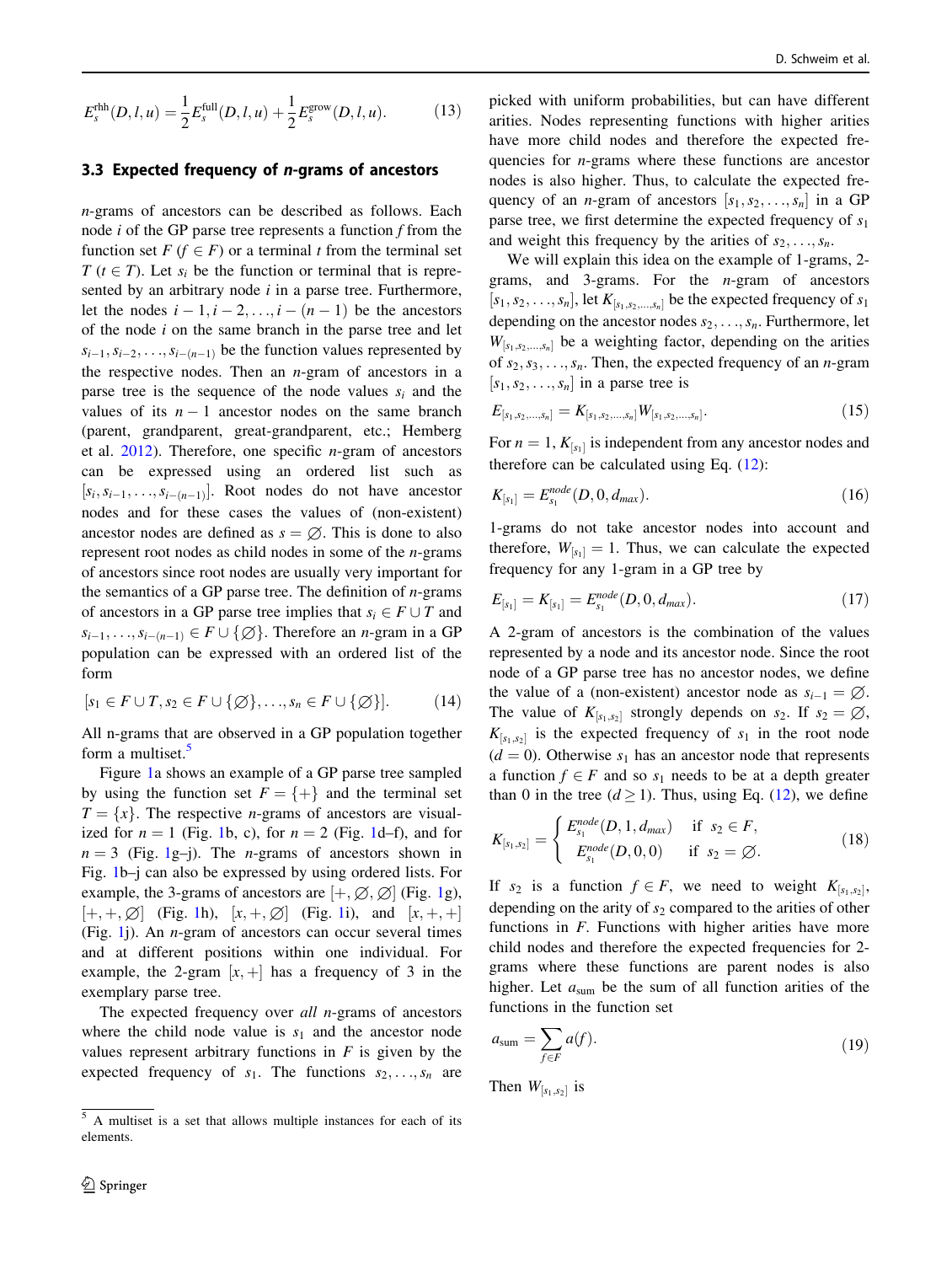$$E_s^{\text{rhh}}(D,l,u) = \frac{1}{2}E_s^{\text{full}}(D,l,u) + \frac{1}{2}E_s^{\text{grow}}(D,l,u). \tag{13}$$

### 3.3 Expected frequency of *n*-grams of ancestors

*n*-grams of ancestors can be described as follows. Each node $i$ of the GP parse tree represents a function $f$ from the function set $F$ ($f \in F$) or a terminal $t$ from the terminal set $T$ ($t \in T$). Let $s_i$ be the function or terminal that is represented by an arbitrary node $i$ in a parse tree. Furthermore, let the nodes $i-1, i-2, \ldots, i-(n-1)$ be the ancestors of the node $i$ on the same branch in the parse tree and let $s_{i-1}, s_{i-2}, \ldots, s_{i-(n-1)}$ be the function values represented by the respective nodes. Then an *n*-gram of ancestors in a parse tree is the sequence of the node values $s_i$ and the values of its $n-1$ ancestor nodes on the same branch (parent, grandparent, great-grandparent, etc.; Hemberg et al. 2012). Therefore, one specific *n*-gram of ancestors can be expressed using an ordered list such as $[s_i, s_{i-1}, \ldots, s_{i-(n-1)}]$. Root nodes do not have ancestor nodes and for these cases the values of (non-existent) ancestor nodes are defined as $s = \varnothing$. This is done to also represent root nodes as child nodes in some of the *n*-grams of ancestors since root nodes are usually very important for the semantics of a GP parse tree. The definition of *n*-grams of ancestors in a GP parse tree implies that $s_i \in F \cup T$ and $s_{i-1}, \ldots, s_{i-(n-1)} \in F \cup \{\varnothing\}$. Therefore an *n*-gram in a GP population can be expressed with an ordered list of the form

$$[s_1 \in F \cup T, s_2 \in F \cup \{\varnothing\}, \ldots, s_n \in F \cup \{\varnothing\}]. \tag{14}$$

All n-grams that are observed in a GP population together form a multiset.[5]

Figure 1a shows an example of a GP parse tree sampled by using the function set $F = \{+\}$ and the terminal set $T = \{x\}$. The respective *n*-grams of ancestors are visualized for $n = 1$ (Fig. 1b, c), for $n = 2$ (Fig. 1d–f), and for $n = 3$ (Fig. 1g–j). The *n*-grams of ancestors shown in Fig. 1b–j can also be expressed by using ordered lists. For example, the 3-grams of ancestors are $[+, \varnothing, \varnothing]$ (Fig. 1g), $[+, +, \varnothing]$ (Fig. 1h), $[x, +, \varnothing]$ (Fig. 1i), and $[x, +, +]$ (Fig. 1j). An *n*-gram of ancestors can occur several times and at different positions within one individual. For example, the 2-gram $[x, +]$ has a frequency of 3 in the exemplary parse tree.

The expected frequency over *all* *n*-grams of ancestors where the child node value is $s_1$ and the ancestor node values represent arbitrary functions in $F$ is given by the expected frequency of $s_1$. The functions $s_2, \ldots, s_n$ are picked with uniform probabilities, but can have different arities. Nodes representing functions with higher arities have more child nodes and therefore the expected frequencies for *n*-grams where these functions are ancestor nodes is also higher. Thus, to calculate the expected frequency of an *n*-gram of ancestors $[s_1, s_2, \ldots, s_n]$ in a GP parse tree, we first determine the expected frequency of $s_1$ and weight this frequency by the arities of $s_2, \ldots, s_n$.

We will explain this idea on the example of 1-grams, 2-grams, and 3-grams. For the *n*-gram of ancestors $[s_1, s_2, \ldots, s_n]$, let $K_{[s_1, s_2, \ldots, s_n]}$ be the expected frequency of $s_1$ depending on the ancestor nodes $s_2, \ldots, s_n$. Furthermore, let $W_{[s_1, s_2, \ldots, s_n]}$ be a weighting factor, depending on the arities of $s_2, s_3, \ldots, s_n$. Then, the expected frequency of an *n*-gram $[s_1, s_2, \ldots, s_n]$ in a parse tree is

$$E_{[s_1, s_2, \ldots, s_n]} = K_{[s_1, s_2, \ldots, s_n]} W_{[s_1, s_2, \ldots, s_n]}. \tag{15}$$

For $n = 1$, $K_{[s_1]}$ is independent from any ancestor nodes and therefore can be calculated using Eq. (12):

$$K_{[s_1]} = E_{s_1}^{node}(D, 0, d_{max}). \tag{16}$$

1-grams do not take ancestor nodes into account and therefore, $W_{[s_1]} = 1$. Thus, we can calculate the expected frequency for any 1-gram in a GP tree by

$$E_{[s_1]} = K_{[s_1]} = E_{s_1}^{node}(D, 0, d_{max}). \tag{17}$$

A 2-gram of ancestors is the combination of the values represented by a node and its ancestor node. Since the root node of a GP parse tree has no ancestor nodes, we define the value of a (non-existent) ancestor node as $s_{i-1} = \varnothing$. The value of $K_{[s_1, s_2]}$ strongly depends on $s_2$. If $s_2 = \varnothing$, $K_{[s_1, s_2]}$ is the expected frequency of $s_1$ in the root node ($d = 0$). Otherwise $s_1$ has an ancestor node that represents a function $f \in F$ and so $s_1$ needs to be at a depth greater than 0 in the tree ($d \geq 1$). Thus, using Eq. (12), we define

$$K_{[s_1, s_2]} = \begin{cases} E_{s_1}^{node}(D, 1, d_{max}) & \text{if } s_2 \in F, \\ E_{s_1}^{node}(D, 0, 0) & \text{if } s_2 = \varnothing. \end{cases} \tag{18}$$

If $s_2$ is a function $f \in F$, we need to weight $K_{[s_1, s_2]}$, depending on the arity of $s_2$ compared to the arities of other functions in $F$. Functions with higher arities have more child nodes and therefore the expected frequencies for 2-grams where these functions are parent nodes is also higher. Let $a_{\text{sum}}$ be the sum of all function arities of the functions in the function set

$$a_{\text{sum}} = \sum_{f \in F} a(f). \tag{19}$$

Then $W_{[s_1, s_2]}$ is

[5] A multiset is a set that allows multiple instances for each of its elements.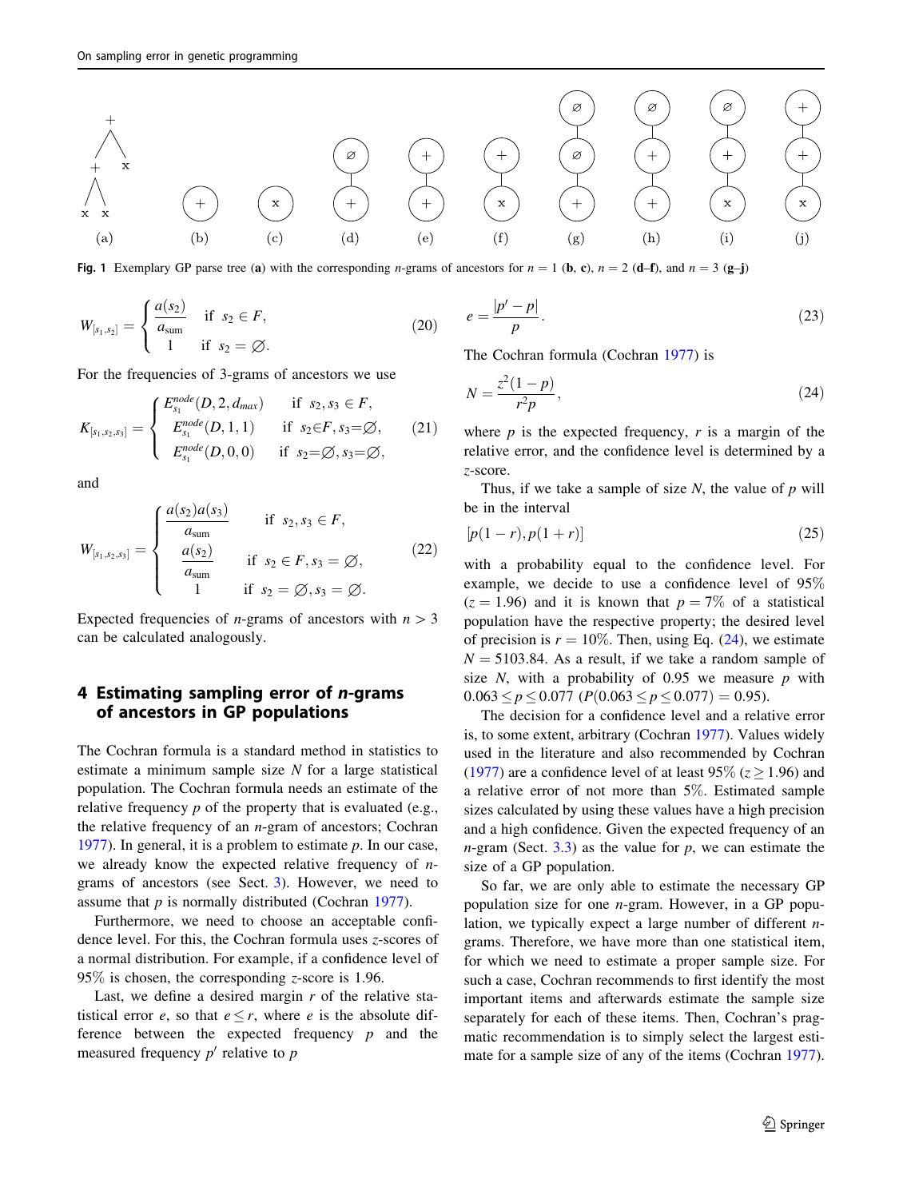Fig. 1 Exemplary GP parse tree (**a**) with the corresponding $n$-grams of ancestors for $n = 1$ (**b**, **c**), $n = 2$ (**d**–**f**), and $n = 3$ (**g**–**j**)

$$W_{[s_1,s_2]} = \begin{cases} \dfrac{a(s_2)}{a_{\text{sum}}} & \text{if } s_2 \in F, \\ 1 & \text{if } s_2 = \varnothing. \end{cases} \tag{20}$$

For the frequencies of 3-grams of ancestors we use

$$K_{[s_1,s_2,s_3]} = \begin{cases} E^{node}_{s_1}(D, 2, d_{max}) & \text{if } s_2, s_3 \in F, \\ E^{node}_{s_1}(D, 1, 1) & \text{if } s_2 \in F, s_3 = \varnothing, \\ E^{node}_{s_1}(D, 0, 0) & \text{if } s_2 = \varnothing, s_3 = \varnothing, \end{cases} \tag{21}$$

and

$$W_{[s_1,s_2,s_3]} = \begin{cases} \dfrac{a(s_2)a(s_3)}{a_{\text{sum}}} & \text{if } s_2, s_3 \in F, \\ \dfrac{a(s_2)}{a_{\text{sum}}} & \text{if } s_2 \in F, s_3 = \varnothing, \\ 1 & \text{if } s_2 = \varnothing, s_3 = \varnothing. \end{cases} \tag{22}$$

Expected frequencies of $n$-grams of ancestors with $n > 3$ can be calculated analogously.

## 4 Estimating sampling error of *n*-grams of ancestors in GP populations

The Cochran formula is a standard method in statistics to estimate a minimum sample size $N$ for a large statistical population. The Cochran formula needs an estimate of the relative frequency $p$ of the property that is evaluated (e.g., the relative frequency of an $n$-gram of ancestors; Cochran 1977). In general, it is a problem to estimate $p$. In our case, we already know the expected relative frequency of $n$-grams of ancestors (see Sect. 3). However, we need to assume that $p$ is normally distributed (Cochran 1977).

Furthermore, we need to choose an acceptable confidence level. For this, the Cochran formula uses $z$-scores of a normal distribution. For example, if a confidence level of 95% is chosen, the corresponding $z$-score is 1.96.

Last, we define a desired margin $r$ of the relative statistical error $e$, so that $e \leq r$, where $e$ is the absolute difference between the expected frequency $p$ and the measured frequency $p'$ relative to $p$

$$e = \frac{|p' - p|}{p}. \tag{23}$$

The Cochran formula (Cochran 1977) is

$$N = \frac{z^2(1-p)}{r^2 p}, \tag{24}$$

where $p$ is the expected frequency, $r$ is a margin of the relative error, and the confidence level is determined by a $z$-score.

Thus, if we take a sample of size $N$, the value of $p$ will be in the interval

$$[p(1-r), p(1+r)] \tag{25}$$

with a probability equal to the confidence level. For example, we decide to use a confidence level of 95% ($z = 1.96$) and it is known that $p = 7\%$ of a statistical population have the respective property; the desired level of precision is $r = 10\%$. Then, using Eq. (24), we estimate $N = 5103.84$. As a result, if we take a random sample of size $N$, with a probability of 0.95 we measure $p$ with $0.063 \leq p \leq 0.077$ ($P(0.063 \leq p \leq 0.077) = 0.95$).

The decision for a confidence level and a relative error is, to some extent, arbitrary (Cochran 1977). Values widely used in the literature and also recommended by Cochran (1977) are a confidence level of at least 95% ($z \geq 1.96$) and a relative error of not more than 5%. Estimated sample sizes calculated by using these values have a high precision and a high confidence. Given the expected frequency of an $n$-gram (Sect. 3.3) as the value for $p$, we can estimate the size of a GP population.

So far, we are only able to estimate the necessary GP population size for one $n$-gram. However, in a GP population, we typically expect a large number of different $n$-grams. Therefore, we have more than one statistical item, for which we need to estimate a proper sample size. For such a case, Cochran recommends to first identify the most important items and afterwards estimate the sample size separately for each of these items. Then, Cochran's pragmatic recommendation is to simply select the largest estimate for a sample size of any of the items (Cochran 1977).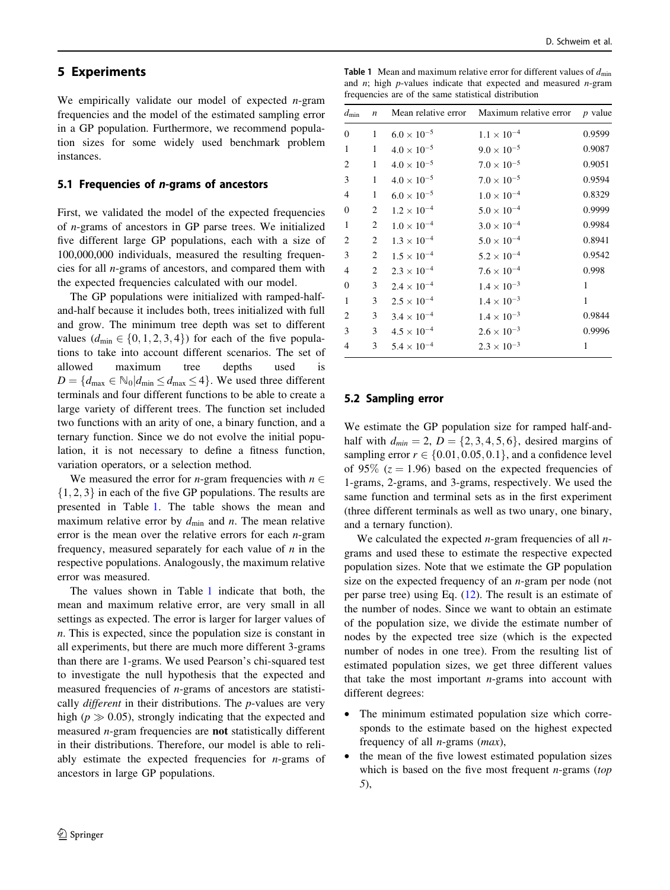## 5 Experiments

We empirically validate our model of expected $n$-gram frequencies and the model of the estimated sampling error in a GP population. Furthermore, we recommend population sizes for some widely used benchmark problem instances.

### 5.1 Frequencies of $n$-grams of ancestors

First, we validated the model of the expected frequencies of $n$-grams of ancestors in GP parse trees. We initialized five different large GP populations, each with a size of 100,000,000 individuals, measured the resulting frequencies for all $n$-grams of ancestors, and compared them with the expected frequencies calculated with our model.

The GP populations were initialized with ramped-half-and-half because it includes both, trees initialized with full and grow. The minimum tree depth was set to different values ($d_{\min} \in \{0, 1, 2, 3, 4\}$) for each of the five populations to take into account different scenarios. The set of allowed maximum tree depths used is $D = \{d_{\max} \in \mathbb{N}_0 | d_{\min} \leq d_{\max} \leq 4\}$. We used three different terminals and four different functions to be able to create a large variety of different trees. The function set included two functions with an arity of one, a binary function, and a ternary function. Since we do not evolve the initial population, it is not necessary to define a fitness function, variation operators, or a selection method.

We measured the error for $n$-gram frequencies with $n \in \{1, 2, 3\}$ in each of the five GP populations. The results are presented in Table 1. The table shows the mean and maximum relative error by $d_{\min}$ and $n$. The mean relative error is the mean over the relative errors for each $n$-gram frequency, measured separately for each value of $n$ in the respective populations. Analogously, the maximum relative error was measured.

The values shown in Table 1 indicate that both, the mean and maximum relative error, are very small in all settings as expected. The error is larger for larger values of $n$. This is expected, since the population size is constant in all experiments, but there are much more different 3-grams than there are 1-grams. We used Pearson's chi-squared test to investigate the null hypothesis that the expected and measured frequencies of $n$-grams of ancestors are statistically *different* in their distributions. The $p$-values are very high ($p \gg 0.05$), strongly indicating that the expected and measured $n$-gram frequencies are **not** statistically different in their distributions. Therefore, our model is able to reliably estimate the expected frequencies for $n$-grams of ancestors in large GP populations.

**Table 1** Mean and maximum relative error for different values of $d_{\min}$ and $n$; high $p$-values indicate that expected and measured $n$-gram frequencies are of the same statistical distribution

| $d_{\min}$ | $n$ | Mean relative error | Maximum relative error | $p$ value |
|---|---|---|---|---|
| 0 | 1 | $6.0 \times 10^{-5}$ | $1.1 \times 10^{-4}$ | 0.9599 |
| 1 | 1 | $4.0 \times 10^{-5}$ | $9.0 \times 10^{-5}$ | 0.9087 |
| 2 | 1 | $4.0 \times 10^{-5}$ | $7.0 \times 10^{-5}$ | 0.9051 |
| 3 | 1 | $4.0 \times 10^{-5}$ | $7.0 \times 10^{-5}$ | 0.9594 |
| 4 | 1 | $6.0 \times 10^{-5}$ | $1.0 \times 10^{-4}$ | 0.8329 |
| 0 | 2 | $1.2 \times 10^{-4}$ | $5.0 \times 10^{-4}$ | 0.9999 |
| 1 | 2 | $1.0 \times 10^{-4}$ | $3.0 \times 10^{-4}$ | 0.9984 |
| 2 | 2 | $1.3 \times 10^{-4}$ | $5.0 \times 10^{-4}$ | 0.8941 |
| 3 | 2 | $1.5 \times 10^{-4}$ | $5.2 \times 10^{-4}$ | 0.9542 |
| 4 | 2 | $2.3 \times 10^{-4}$ | $7.6 \times 10^{-4}$ | 0.998 |
| 0 | 3 | $2.4 \times 10^{-4}$ | $1.4 \times 10^{-3}$ | 1 |
| 1 | 3 | $2.5 \times 10^{-4}$ | $1.4 \times 10^{-3}$ | 1 |
| 2 | 3 | $3.4 \times 10^{-4}$ | $1.4 \times 10^{-3}$ | 0.9844 |
| 3 | 3 | $4.5 \times 10^{-4}$ | $2.6 \times 10^{-3}$ | 0.9996 |
| 4 | 3 | $5.4 \times 10^{-4}$ | $2.3 \times 10^{-3}$ | 1 |

### 5.2 Sampling error

We estimate the GP population size for ramped half-and-half with $d_{min} = 2$, $D = \{2, 3, 4, 5, 6\}$, desired margins of sampling error $r \in \{0.01, 0.05, 0.1\}$, and a confidence level of 95% ($z = 1.96$) based on the expected frequencies of 1-grams, 2-grams, and 3-grams, respectively. We used the same function and terminal sets as in the first experiment (three different terminals as well as two unary, one binary, and a ternary function).

We calculated the expected $n$-gram frequencies of all $n$-grams and used these to estimate the respective expected population sizes. Note that we estimate the GP population size on the expected frequency of an $n$-gram per node (not per parse tree) using Eq. (12). The result is an estimate of the number of nodes. Since we want to obtain an estimate of the population size, we divide the estimate number of nodes by the expected tree size (which is the expected number of nodes in one tree). From the resulting list of estimated population sizes, we get three different values that take the most important $n$-grams into account with different degrees:

- The minimum estimated population size which corresponds to the estimate based on the highest expected frequency of all $n$-grams (*max*),
- the mean of the five lowest estimated population sizes which is based on the five most frequent $n$-grams (*top 5*),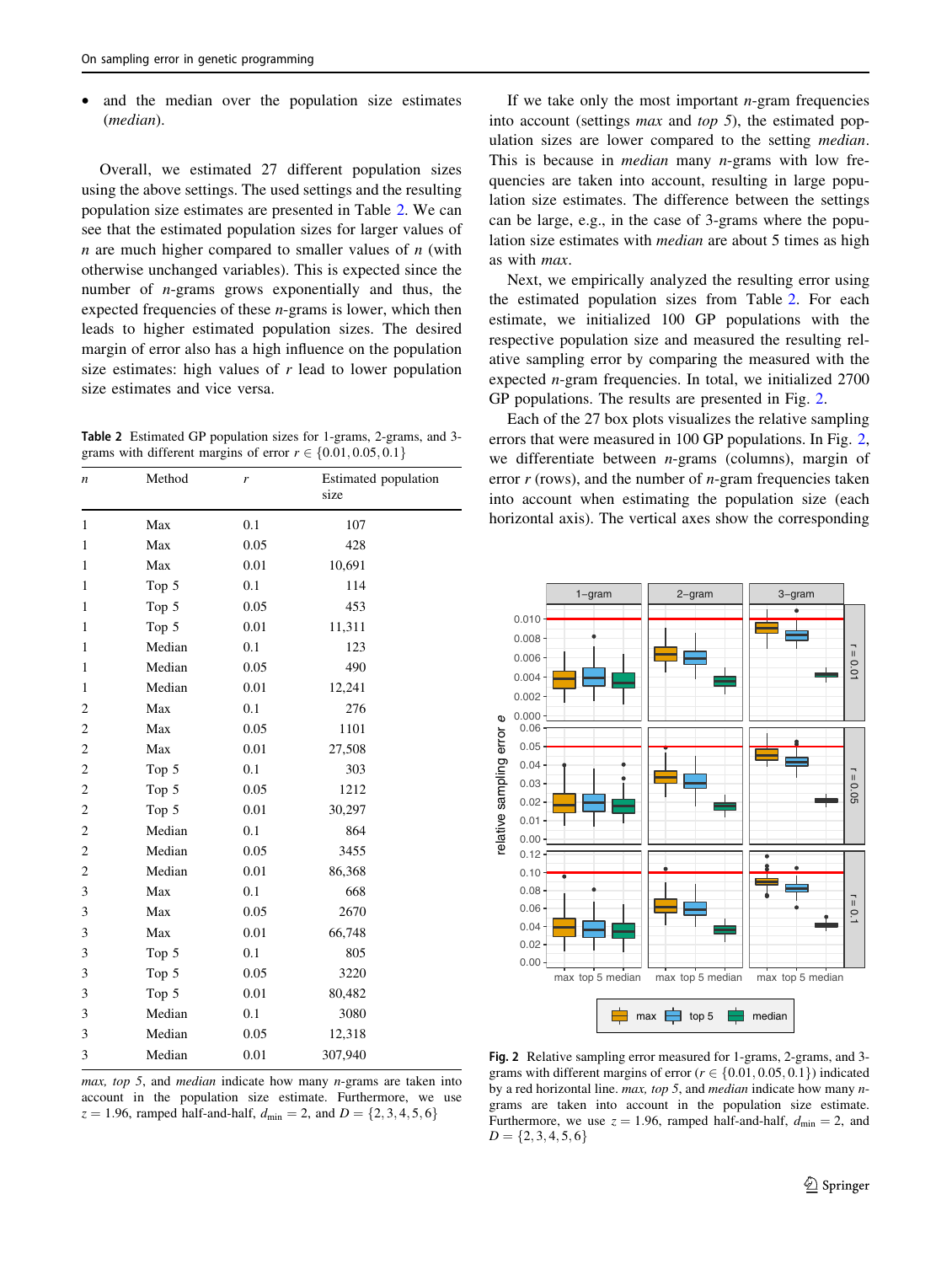- and the median over the population size estimates (*median*).

Overall, we estimated 27 different population sizes using the above settings. The used settings and the resulting population size estimates are presented in Table 2. We can see that the estimated population sizes for larger values of $n$ are much higher compared to smaller values of $n$ (with otherwise unchanged variables). This is expected since the number of $n$-grams grows exponentially and thus, the expected frequencies of these $n$-grams is lower, which then leads to higher estimated population sizes. The desired margin of error also has a high influence on the population size estimates: high values of $r$ lead to lower population size estimates and vice versa.

**Table 2** Estimated GP population sizes for 1-grams, 2-grams, and 3-grams with different margins of error $r \in \{0.01, 0.05, 0.1\}$

| $n$ | Method | $r$ | Estimated population size |
|---|---|---|---|
| 1 | Max | 0.1 | 107 |
| 1 | Max | 0.05 | 428 |
| 1 | Max | 0.01 | 10,691 |
| 1 | Top 5 | 0.1 | 114 |
| 1 | Top 5 | 0.05 | 453 |
| 1 | Top 5 | 0.01 | 11,311 |
| 1 | Median | 0.1 | 123 |
| 1 | Median | 0.05 | 490 |
| 1 | Median | 0.01 | 12,241 |
| 2 | Max | 0.1 | 276 |
| 2 | Max | 0.05 | 1101 |
| 2 | Max | 0.01 | 27,508 |
| 2 | Top 5 | 0.1 | 303 |
| 2 | Top 5 | 0.05 | 1212 |
| 2 | Top 5 | 0.01 | 30,297 |
| 2 | Median | 0.1 | 864 |
| 2 | Median | 0.05 | 3455 |
| 2 | Median | 0.01 | 86,368 |
| 3 | Max | 0.1 | 668 |
| 3 | Max | 0.05 | 2670 |
| 3 | Max | 0.01 | 66,748 |
| 3 | Top 5 | 0.1 | 805 |
| 3 | Top 5 | 0.05 | 3220 |
| 3 | Top 5 | 0.01 | 80,482 |
| 3 | Median | 0.1 | 3080 |
| 3 | Median | 0.05 | 12,318 |
| 3 | Median | 0.01 | 307,940 |

*max*, *top 5*, and *median* indicate how many $n$-grams are taken into account in the population size estimate. Furthermore, we use $z = 1.96$, ramped half-and-half, $d_{\min} = 2$, and $D = \{2, 3, 4, 5, 6\}$

If we take only the most important $n$-gram frequencies into account (settings *max* and *top 5*), the estimated population sizes are lower compared to the setting *median*. This is because in *median* many $n$-grams with low frequencies are taken into account, resulting in large population size estimates. The difference between the settings can be large, e.g., in the case of 3-grams where the population size estimates with *median* are about 5 times as high as with *max*.

Next, we empirically analyzed the resulting error using the estimated population sizes from Table 2. For each estimate, we initialized 100 GP populations with the respective population size and measured the resulting relative sampling error by comparing the measured with the expected $n$-gram frequencies. In total, we initialized 2700 GP populations. The results are presented in Fig. 2.

Each of the 27 box plots visualizes the relative sampling errors that were measured in 100 GP populations. In Fig. 2, we differentiate between $n$-grams (columns), margin of error $r$ (rows), and the number of $n$-gram frequencies taken into account when estimating the population size (each horizontal axis). The vertical axes show the corresponding

**Fig. 2** Relative sampling error measured for 1-grams, 2-grams, and 3-grams with different margins of error ($r \in \{0.01, 0.05, 0.1\}$) indicated by a red horizontal line. *max*, *top 5*, and *median* indicate how many $n$-grams are taken into account in the population size estimate. Furthermore, we use $z = 1.96$, ramped half-and-half, $d_{\min} = 2$, and $D = \{2, 3, 4, 5, 6\}$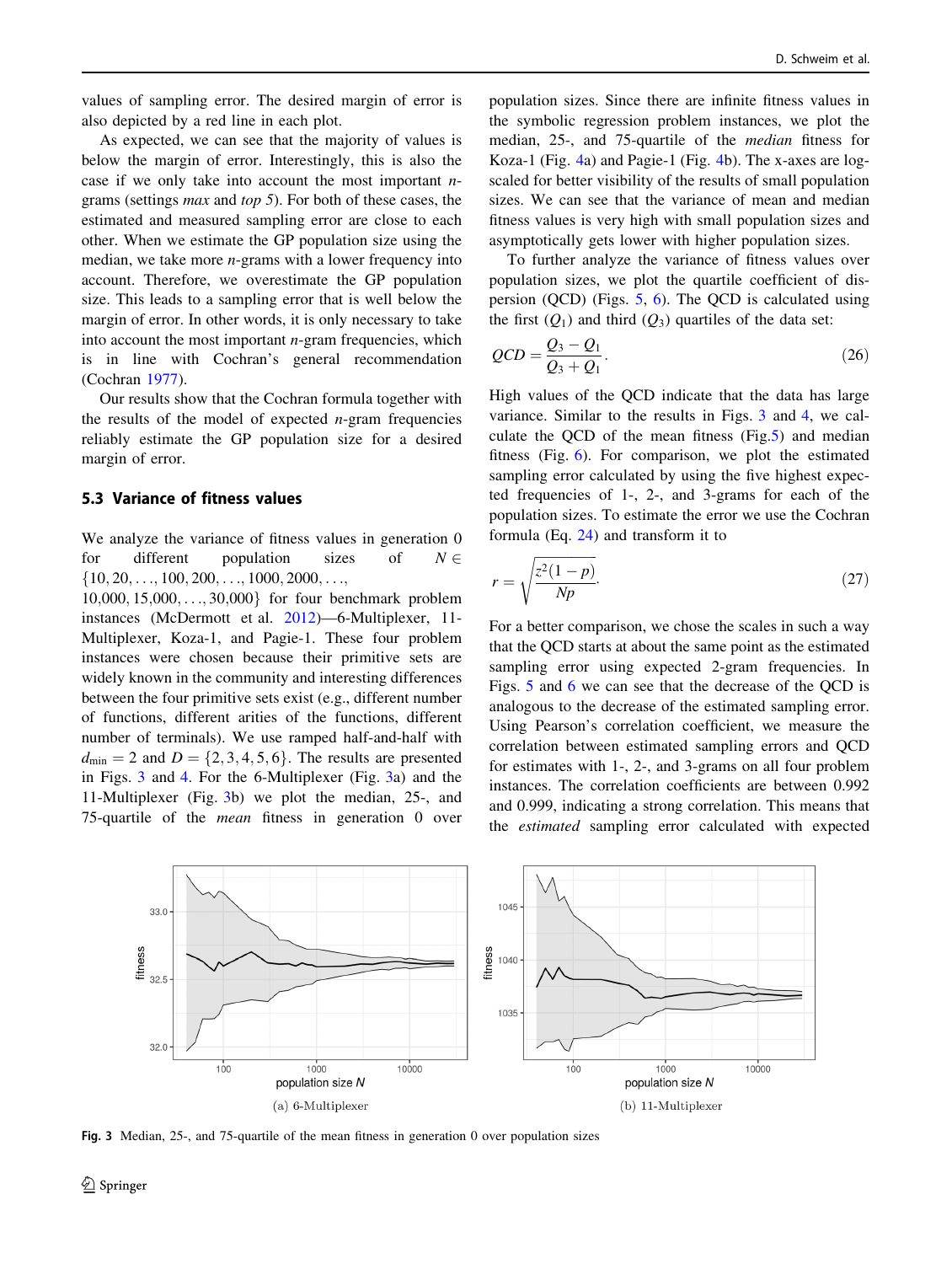values of sampling error. The desired margin of error is also depicted by a red line in each plot.

As expected, we can see that the majority of values is below the margin of error. Interestingly, this is also the case if we only take into account the most important $n$-grams (settings *max* and *top 5*). For both of these cases, the estimated and measured sampling error are close to each other. When we estimate the GP population size using the median, we take more $n$-grams with a lower frequency into account. Therefore, we overestimate the GP population size. This leads to a sampling error that is well below the margin of error. In other words, it is only necessary to take into account the most important $n$-gram frequencies, which is in line with Cochran's general recommendation (Cochran 1977).

Our results show that the Cochran formula together with the results of the model of expected $n$-gram frequencies reliably estimate the GP population size for a desired margin of error.

### 5.3 Variance of fitness values

We analyze the variance of fitness values in generation 0 for different population sizes of $N \in \{10, 20, \ldots, 100, 200, \ldots, 1000, 2000, \ldots, 10{,}000, 15{,}000, \ldots, 30{,}000\}$ for four benchmark problem instances (McDermott et al. 2012)—6-Multiplexer, 11-Multiplexer, Koza-1, and Pagie-1. These four problem instances were chosen because their primitive sets are widely known in the community and interesting differences between the four primitive sets exist (e.g., different number of functions, different arities of the functions, different number of terminals). We used ramped half-and-half with $d_{\min} = 2$ and $D = \{2, 3, 4, 5, 6\}$. The results are presented in Figs. 3 and 4. For the 6-Multiplexer (Fig. 3a) and the 11-Multiplexer (Fig. 3b) we plot the median, 25-, and 75-quartile of the *mean* fitness in generation 0 over population sizes. Since there are infinite fitness values in the symbolic regression problem instances, we plot the median, 25-, and 75-quartile of the *median* fitness for Koza-1 (Fig. 4a) and Pagie-1 (Fig. 4b). The x-axes are log-scaled for better visibility of the results of small population sizes. We can see that the variance of mean and median fitness values is very high with small population sizes and asymptotically gets lower with higher population sizes.

To further analyze the variance of fitness values over population sizes, we plot the quartile coefficient of dispersion (QCD) (Figs. 5, 6). The QCD is calculated using the first ($Q_1$) and third ($Q_3$) quartiles of the data set:

$$QCD = \frac{Q_3 - Q_1}{Q_3 + Q_1}. \tag{26}$$

High values of the QCD indicate that the data has large variance. Similar to the results in Figs. 3 and 4, we calculate the QCD of the mean fitness (Fig.5) and median fitness (Fig. 6). For comparison, we plot the estimated sampling error calculated by using the five highest expected frequencies of 1-, 2-, and 3-grams for each of the population sizes. To estimate the error we use the Cochran formula (Eq. 24) and transform it to

$$r = \sqrt{\frac{z^2(1-p)}{Np}}. \tag{27}$$

For a better comparison, we chose the scales in such a way that the QCD starts at about the same point as the estimated sampling error using expected 2-gram frequencies. In Figs. 5 and 6 we can see that the decrease of the QCD is analogous to the decrease of the estimated sampling error. Using Pearson's correlation coefficient, we measure the correlation between estimated sampling errors and QCD for estimates with 1-, 2-, and 3-grams on all four problem instances. The correlation coefficients are between 0.992 and 0.999, indicating a strong correlation. This means that the *estimated* sampling error calculated with expected

(a) 6-Multiplexer

(b) 11-Multiplexer

**Fig. 3** Median, 25-, and 75-quartile of the mean fitness in generation 0 over population sizes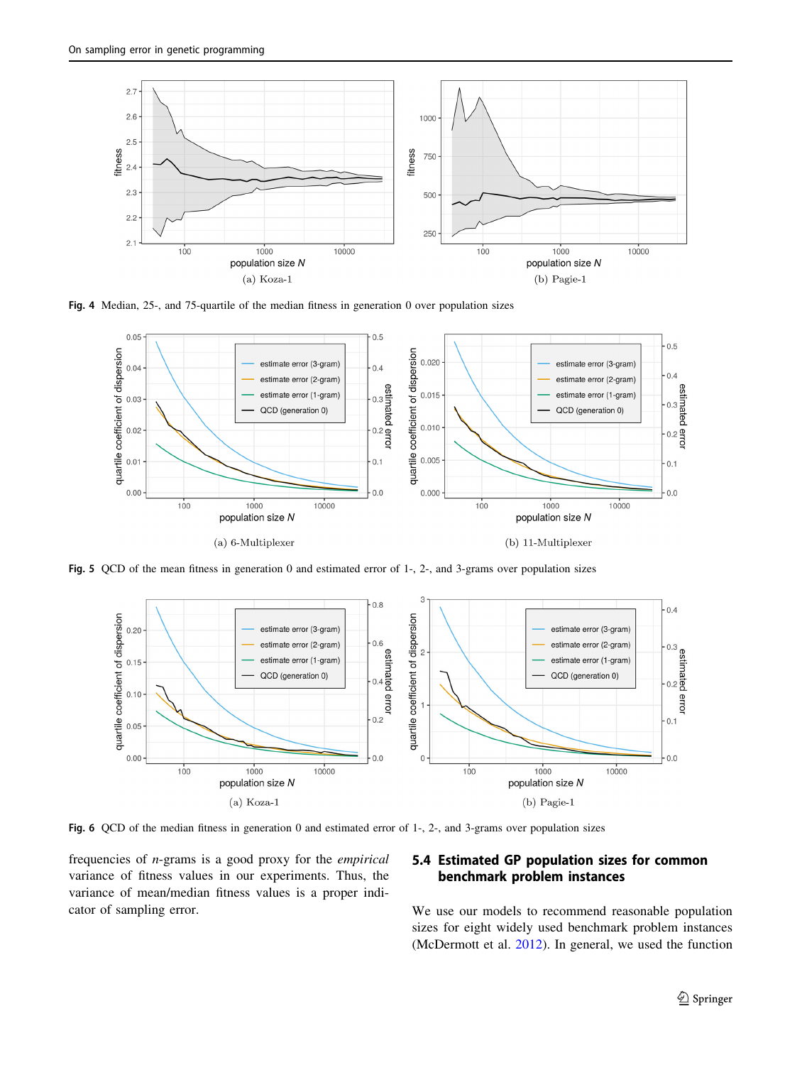(a) Koza-1

(b) Pagie-1

**Fig. 4** Median, 25-, and 75-quartile of the median fitness in generation 0 over population sizes

(a) 6-Multiplexer

(b) 11-Multiplexer

**Fig. 5** QCD of the mean fitness in generation 0 and estimated error of 1-, 2-, and 3-grams over population sizes

(a) Koza-1

(b) Pagie-1

**Fig. 6** QCD of the median fitness in generation 0 and estimated error of 1-, 2-, and 3-grams over population sizes

frequencies of $n$-grams is a good proxy for the *empirical* variance of fitness values in our experiments. Thus, the variance of mean/median fitness values is a proper indicator of sampling error.

### 5.4 Estimated GP population sizes for common benchmark problem instances

We use our models to recommend reasonable population sizes for eight widely used benchmark problem instances (McDermott et al. 2012). In general, we used the function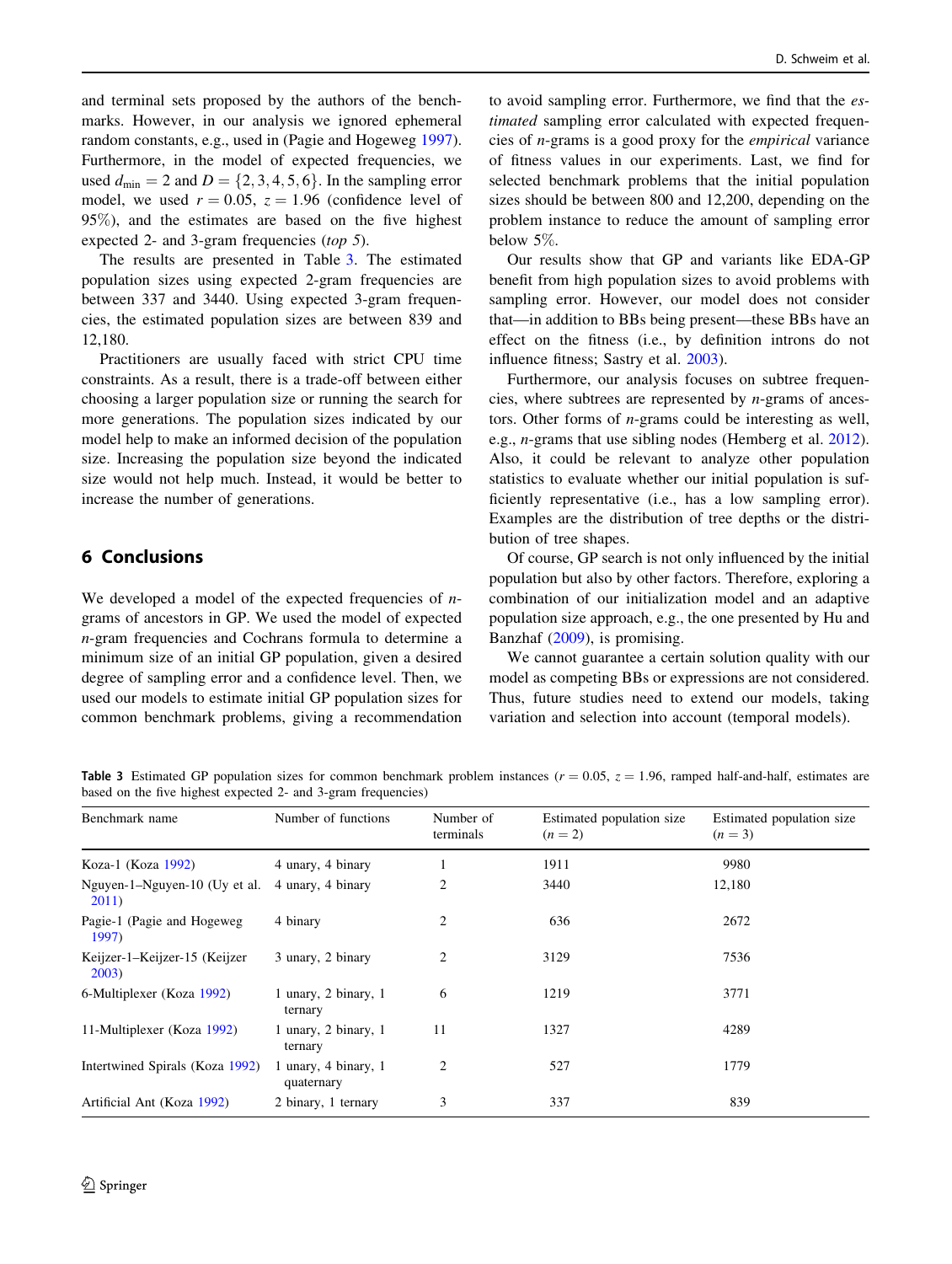and terminal sets proposed by the authors of the benchmarks. However, in our analysis we ignored ephemeral random constants, e.g., used in (Pagie and Hogeweg 1997). Furthermore, in the model of expected frequencies, we used $d_{\min} = 2$ and $D = \{2, 3, 4, 5, 6\}$. In the sampling error model, we used $r = 0.05$, $z = 1.96$ (confidence level of 95%), and the estimates are based on the five highest expected 2- and 3-gram frequencies (*top 5*).

The results are presented in Table 3. The estimated population sizes using expected 2-gram frequencies are between 337 and 3440. Using expected 3-gram frequencies, the estimated population sizes are between 839 and 12,180.

Practitioners are usually faced with strict CPU time constraints. As a result, there is a trade-off between either choosing a larger population size or running the search for more generations. The population sizes indicated by our model help to make an informed decision of the population size. Increasing the population size beyond the indicated size would not help much. Instead, it would be better to increase the number of generations.

## 6 Conclusions

We developed a model of the expected frequencies of $n$-grams of ancestors in GP. We used the model of expected $n$-gram frequencies and Cochrans formula to determine a minimum size of an initial GP population, given a desired degree of sampling error and a confidence level. Then, we used our models to estimate initial GP population sizes for common benchmark problems, giving a recommendation to avoid sampling error. Furthermore, we find that the *estimated* sampling error calculated with expected frequencies of $n$-grams is a good proxy for the *empirical* variance of fitness values in our experiments. Last, we find for selected benchmark problems that the initial population sizes should be between 800 and 12,200, depending on the problem instance to reduce the amount of sampling error below 5%.

Our results show that GP and variants like EDA-GP benefit from high population sizes to avoid problems with sampling error. However, our model does not consider that—in addition to BBs being present—these BBs have an effect on the fitness (i.e., by definition introns do not influence fitness; Sastry et al. 2003).

Furthermore, our analysis focuses on subtree frequencies, where subtrees are represented by $n$-grams of ancestors. Other forms of $n$-grams could be interesting as well, e.g., $n$-grams that use sibling nodes (Hemberg et al. 2012). Also, it could be relevant to analyze other population statistics to evaluate whether our initial population is sufficiently representative (i.e., has a low sampling error). Examples are the distribution of tree depths or the distribution of tree shapes.

Of course, GP search is not only influenced by the initial population but also by other factors. Therefore, exploring a combination of our initialization model and an adaptive population size approach, e.g., the one presented by Hu and Banzhaf (2009), is promising.

We cannot guarantee a certain solution quality with our model as competing BBs or expressions are not considered. Thus, future studies need to extend our models, taking variation and selection into account (temporal models).

**Table 3** Estimated GP population sizes for common benchmark problem instances ($r = 0.05$, $z = 1.96$, ramped half-and-half, estimates are based on the five highest expected 2- and 3-gram frequencies)

| Benchmark name | Number of functions | Number of terminals | Estimated population size ($n = 2$) | Estimated population size ($n = 3$) |
|---|---|---|---|---|
| Koza-1 (Koza 1992) | 4 unary, 4 binary | 1 | 1911 | 9980 |
| Nguyen-1–Nguyen-10 (Uy et al. 2011) | 4 unary, 4 binary | 2 | 3440 | 12,180 |
| Pagie-1 (Pagie and Hogeweg 1997) | 4 binary | 2 | 636 | 2672 |
| Keijzer-1–Keijzer-15 (Keijzer 2003) | 3 unary, 2 binary | 2 | 3129 | 7536 |
| 6-Multiplexer (Koza 1992) | 1 unary, 2 binary, 1 ternary | 6 | 1219 | 3771 |
| 11-Multiplexer (Koza 1992) | 1 unary, 2 binary, 1 ternary | 11 | 1327 | 4289 |
| Intertwined Spirals (Koza 1992) | 1 unary, 4 binary, 1 quaternary | 2 | 527 | 1779 |
| Artificial Ant (Koza 1992) | 2 binary, 1 ternary | 3 | 337 | 839 |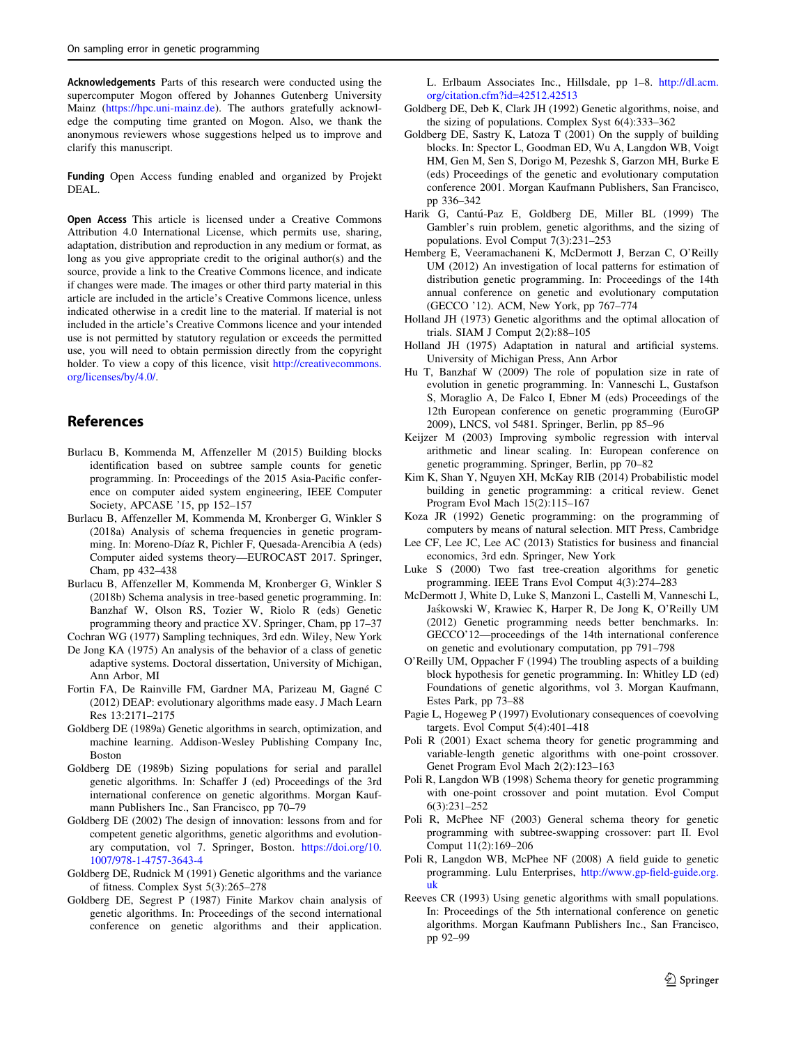**Acknowledgements** Parts of this research were conducted using the supercomputer Mogon offered by Johannes Gutenberg University Mainz (https://hpc.uni-mainz.de). The authors gratefully acknowledge the computing time granted on Mogon. Also, we thank the anonymous reviewers whose suggestions helped us to improve and clarify this manuscript.

**Funding** Open Access funding enabled and organized by Projekt DEAL.

**Open Access** This article is licensed under a Creative Commons Attribution 4.0 International License, which permits use, sharing, adaptation, distribution and reproduction in any medium or format, as long as you give appropriate credit to the original author(s) and the source, provide a link to the Creative Commons licence, and indicate if changes were made. The images or other third party material in this article are included in the article's Creative Commons licence, unless indicated otherwise in a credit line to the material. If material is not included in the article's Creative Commons licence and your intended use is not permitted by statutory regulation or exceeds the permitted use, you will need to obtain permission directly from the copyright holder. To view a copy of this licence, visit http://creativecommons.org/licenses/by/4.0/.

## References

Burlacu B, Kommenda M, Affenzeller M (2015) Building blocks identification based on subtree sample counts for genetic programming. In: Proceedings of the 2015 Asia-Pacific conference on computer aided system engineering, IEEE Computer Society, APCASE '15, pp 152–157

Burlacu B, Affenzeller M, Kommenda M, Kronberger G, Winkler S (2018a) Analysis of schema frequencies in genetic programming. In: Moreno-Díaz R, Pichler F, Quesada-Arencibia A (eds) Computer aided systems theory—EUROCAST 2017. Springer, Cham, pp 432–438

Burlacu B, Affenzeller M, Kommenda M, Kronberger G, Winkler S (2018b) Schema analysis in tree-based genetic programming. In: Banzhaf W, Olson RS, Tozier W, Riolo R (eds) Genetic programming theory and practice XV. Springer, Cham, pp 17–37

Cochran WG (1977) Sampling techniques, 3rd edn. Wiley, New York

De Jong KA (1975) An analysis of the behavior of a class of genetic adaptive systems. Doctoral dissertation, University of Michigan, Ann Arbor, MI

Fortin FA, De Rainville FM, Gardner MA, Parizeau M, Gagné C (2012) DEAP: evolutionary algorithms made easy. J Mach Learn Res 13:2171–2175

Goldberg DE (1989a) Genetic algorithms in search, optimization, and machine learning. Addison-Wesley Publishing Company Inc, Boston

Goldberg DE (1989b) Sizing populations for serial and parallel genetic algorithms. In: Schaffer J (ed) Proceedings of the 3rd international conference on genetic algorithms. Morgan Kaufmann Publishers Inc., San Francisco, pp 70–79

Goldberg DE (2002) The design of innovation: lessons from and for competent genetic algorithms, genetic algorithms and evolutionary computation, vol 7. Springer, Boston. https://doi.org/10.1007/978-1-4757-3643-4

Goldberg DE, Rudnick M (1991) Genetic algorithms and the variance of fitness. Complex Syst 5(3):265–278

Goldberg DE, Segrest P (1987) Finite Markov chain analysis of genetic algorithms. In: Proceedings of the second international conference on genetic algorithms and their application. L. Erlbaum Associates Inc., Hillsdale, pp 1–8. http://dl.acm.org/citation.cfm?id=42512.42513

Goldberg DE, Deb K, Clark JH (1992) Genetic algorithms, noise, and the sizing of populations. Complex Syst 6(4):333–362

Goldberg DE, Sastry K, Latoza T (2001) On the supply of building blocks. In: Spector L, Goodman ED, Wu A, Langdon WB, Voigt HM, Gen M, Sen S, Dorigo M, Pezeshk S, Garzon MH, Burke E (eds) Proceedings of the genetic and evolutionary computation conference 2001. Morgan Kaufmann Publishers, San Francisco, pp 336–342

Harik G, Cantú-Paz E, Goldberg DE, Miller BL (1999) The Gambler's ruin problem, genetic algorithms, and the sizing of populations. Evol Comput 7(3):231–253

Hemberg E, Veeramachaneni K, McDermott J, Berzan C, O'Reilly UM (2012) An investigation of local patterns for estimation of distribution genetic programming. In: Proceedings of the 14th annual conference on genetic and evolutionary computation (GECCO '12). ACM, New York, pp 767–774

Holland JH (1973) Genetic algorithms and the optimal allocation of trials. SIAM J Comput 2(2):88–105

Holland JH (1975) Adaptation in natural and artificial systems. University of Michigan Press, Ann Arbor

Hu T, Banzhaf W (2009) The role of population size in rate of evolution in genetic programming. In: Vanneschi L, Gustafson S, Moraglio A, De Falco I, Ebner M (eds) Proceedings of the 12th European conference on genetic programming (EuroGP 2009), LNCS, vol 5481. Springer, Berlin, pp 85–96

Keijzer M (2003) Improving symbolic regression with interval arithmetic and linear scaling. In: European conference on genetic programming. Springer, Berlin, pp 70–82

Kim K, Shan Y, Nguyen XH, McKay RIB (2014) Probabilistic model building in genetic programming: a critical review. Genet Program Evol Mach 15(2):115–167

Koza JR (1992) Genetic programming: on the programming of computers by means of natural selection. MIT Press, Cambridge

Lee CF, Lee JC, Lee AC (2013) Statistics for business and financial economics, 3rd edn. Springer, New York

Luke S (2000) Two fast tree-creation algorithms for genetic programming. IEEE Trans Evol Comput 4(3):274–283

McDermott J, White D, Luke S, Manzoni L, Castelli M, Vanneschi L, Jaśkowski W, Krawiec K, Harper R, De Jong K, O'Reilly UM (2012) Genetic programming needs better benchmarks. In: GECCO'12—proceedings of the 14th international conference on genetic and evolutionary computation, pp 791–798

O'Reilly UM, Oppacher F (1994) The troubling aspects of a building block hypothesis for genetic programming. In: Whitley LD (ed) Foundations of genetic algorithms, vol 3. Morgan Kaufmann, Estes Park, pp 73–88

Pagie L, Hogeweg P (1997) Evolutionary consequences of coevolving targets. Evol Comput 5(4):401–418

Poli R (2001) Exact schema theory for genetic programming and variable-length genetic algorithms with one-point crossover. Genet Program Evol Mach 2(2):123–163

Poli R, Langdon WB (1998) Schema theory for genetic programming with one-point crossover and point mutation. Evol Comput 6(3):231–252

Poli R, McPhee NF (2003) General schema theory for genetic programming with subtree-swapping crossover: part II. Evol Comput 11(2):169–206

Poli R, Langdon WB, McPhee NF (2008) A field guide to genetic programming. Lulu Enterprises, http://www.gp-field-guide.org.uk

Reeves CR (1993) Using genetic algorithms with small populations. In: Proceedings of the 5th international conference on genetic algorithms. Morgan Kaufmann Publishers Inc., San Francisco, pp 92–99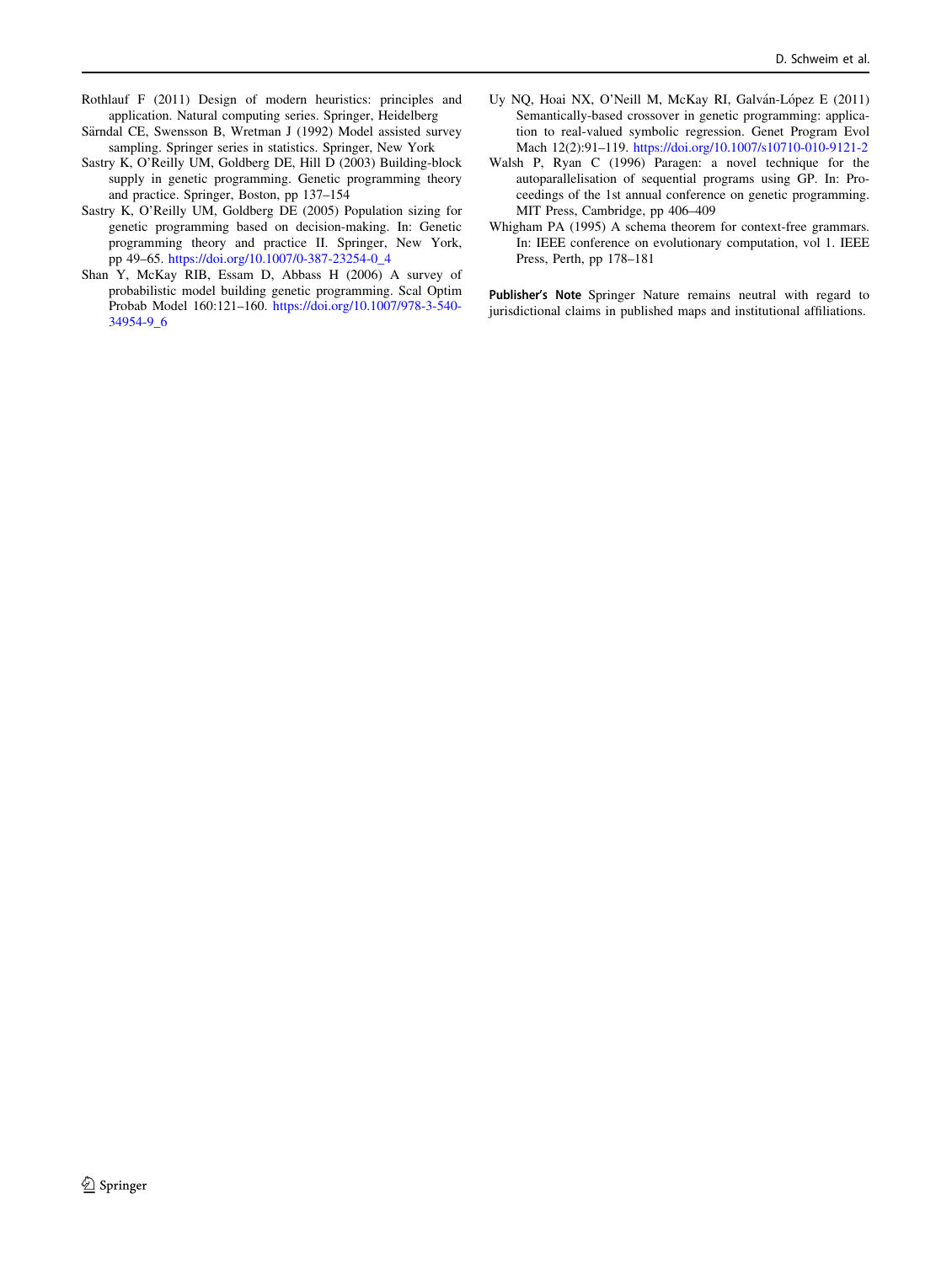Rothlauf F (2011) Design of modern heuristics: principles and application. Natural computing series. Springer, Heidelberg

Särndal CE, Swensson B, Wretman J (1992) Model assisted survey sampling. Springer series in statistics. Springer, New York

Sastry K, O'Reilly UM, Goldberg DE, Hill D (2003) Building-block supply in genetic programming. Genetic programming theory and practice. Springer, Boston, pp 137–154

Sastry K, O'Reilly UM, Goldberg DE (2005) Population sizing for genetic programming based on decision-making. In: Genetic programming theory and practice II. Springer, New York, pp 49–65. https://doi.org/10.1007/0-387-23254-0_4

Shan Y, McKay RIB, Essam D, Abbass H (2006) A survey of probabilistic model building genetic programming. Scal Optim Probab Model 160:121–160. https://doi.org/10.1007/978-3-540-34954-9_6

Uy NQ, Hoai NX, O'Neill M, McKay RI, Galván-López E (2011) Semantically-based crossover in genetic programming: application to real-valued symbolic regression. Genet Program Evol Mach 12(2):91–119. https://doi.org/10.1007/s10710-010-9121-2

Walsh P, Ryan C (1996) Paragen: a novel technique for the autoparallelisation of sequential programs using GP. In: Proceedings of the 1st annual conference on genetic programming. MIT Press, Cambridge, pp 406–409

Whigham PA (1995) A schema theorem for context-free grammars. In: IEEE conference on evolutionary computation, vol 1. IEEE Press, Perth, pp 178–181

**Publisher's Note** Springer Nature remains neutral with regard to jurisdictional claims in published maps and institutional affiliations.